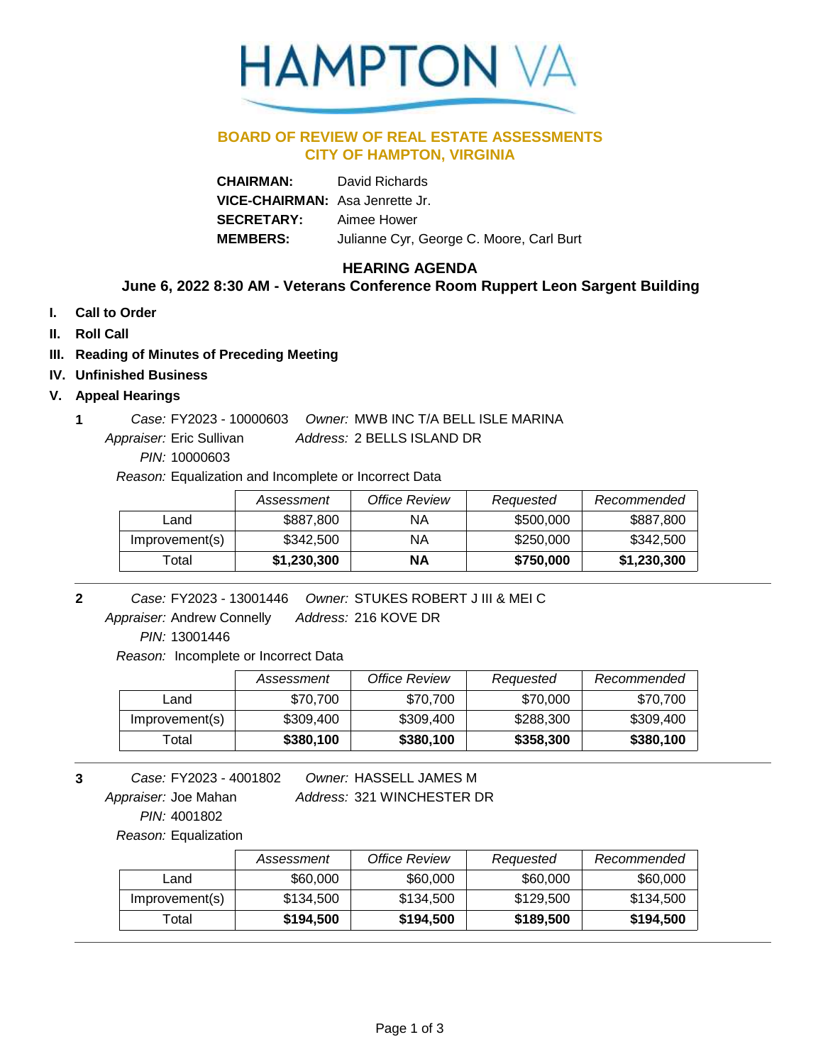# HAMPTON VA

## BOARD OF REVIEW OF REAL ESTATE ASSESSMENTS
## CITY OF HAMPTON, VIRGINIA

**CHAIRMAN:** David Richards
**VICE-CHAIRMAN:** Asa Jenrette Jr.
**SECRETARY:** Aimee Hower
**MEMBERS:** Julianne Cyr, George C. Moore, Carl Burt

## HEARING AGENDA

### June 6, 2022 8:30 AM - Veterans Conference Room Ruppert Leon Sargent Building

- **I. Call to Order**
- **II. Roll Call**
- **III. Reading of Minutes of Preceding Meeting**
- **IV. Unfinished Business**
- **V. Appeal Hearings**

**1** *Case:* FY2023 - 10000603 *Owner:* MWB INC T/A BELL ISLE MARINA
*Appraiser:* Eric Sullivan *Address:* 2 BELLS ISLAND DR
*PIN:* 10000603
*Reason:* Equalization and Incomplete or Incorrect Data

| | *Assessment* | *Office Review* | *Requested* | *Recommended* |
|---|---|---|---|---|
| Land | $887,800 | NA | $500,000 | $887,800 |
| Improvement(s) | $342,500 | NA | $250,000 | $342,500 |
| Total | **$1,230,300** | **NA** | **$750,000** | **$1,230,300** |

---

**2** *Case:* FY2023 - 13001446 *Owner:* STUKES ROBERT J III & MEI C
*Appraiser:* Andrew Connelly *Address:* 216 KOVE DR
*PIN:* 13001446
*Reason:* Incomplete or Incorrect Data

| | *Assessment* | *Office Review* | *Requested* | *Recommended* |
|---|---|---|---|---|
| Land | $70,700 | $70,700 | $70,000 | $70,700 |
| Improvement(s) | $309,400 | $309,400 | $288,300 | $309,400 |
| Total | **$380,100** | **$380,100** | **$358,300** | **$380,100** |

---

**3** *Case:* FY2023 - 4001802 *Owner:* HASSELL JAMES M
*Appraiser:* Joe Mahan *Address:* 321 WINCHESTER DR
*PIN:* 4001802
*Reason:* Equalization

| | *Assessment* | *Office Review* | *Requested* | *Recommended* |
|---|---|---|---|---|
| Land | $60,000 | $60,000 | $60,000 | $60,000 |
| Improvement(s) | $134,500 | $134,500 | $129,500 | $134,500 |
| Total | **$194,500** | **$194,500** | **$189,500** | **$194,500** |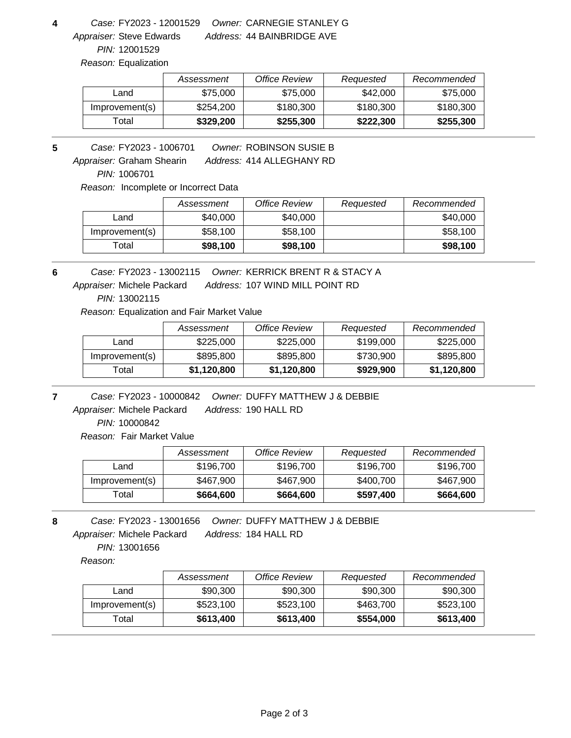**4**

*Case:* FY2023 - 12001529 *Owner:* CARNEGIE STANLEY G
*Appraiser:* Steve Edwards *Address:* 44 BAINBRIDGE AVE
*PIN:* 12001529
*Reason:* Equalization

| | *Assessment* | *Office Review* | *Requested* | *Recommended* |
|---|---|---|---|---|
| Land | $75,000 | $75,000 | $42,000 | $75,000 |
| Improvement(s) | $254,200 | $180,300 | $180,300 | $180,300 |
| Total | **$329,200** | **$255,300** | **$222,300** | **$255,300** |

---

**5**

*Case:* FY2023 - 1006701 *Owner:* ROBINSON SUSIE B
*Appraiser:* Graham Shearin *Address:* 414 ALLEGHANY RD
*PIN:* 1006701
*Reason:* Incomplete or Incorrect Data

| | *Assessment* | *Office Review* | *Requested* | *Recommended* |
|---|---|---|---|---|
| Land | $40,000 | $40,000 | | $40,000 |
| Improvement(s) | $58,100 | $58,100 | | $58,100 |
| Total | **$98,100** | **$98,100** | | **$98,100** |

---

**6**

*Case:* FY2023 - 13002115 *Owner:* KERRICK BRENT R & STACY A
*Appraiser:* Michele Packard *Address:* 107 WIND MILL POINT RD
*PIN:* 13002115
*Reason:* Equalization and Fair Market Value

| | *Assessment* | *Office Review* | *Requested* | *Recommended* |
|---|---|---|---|---|
| Land | $225,000 | $225,000 | $199,000 | $225,000 |
| Improvement(s) | $895,800 | $895,800 | $730,900 | $895,800 |
| Total | **$1,120,800** | **$1,120,800** | **$929,900** | **$1,120,800** |

---

**7**

*Case:* FY2023 - 10000842 *Owner:* DUFFY MATTHEW J & DEBBIE
*Appraiser:* Michele Packard *Address:* 190 HALL RD
*PIN:* 10000842
*Reason:* Fair Market Value

| | *Assessment* | *Office Review* | *Requested* | *Recommended* |
|---|---|---|---|---|
| Land | $196,700 | $196,700 | $196,700 | $196,700 |
| Improvement(s) | $467,900 | $467,900 | $400,700 | $467,900 |
| Total | **$664,600** | **$664,600** | **$597,400** | **$664,600** |

---

**8**

*Case:* FY2023 - 13001656 *Owner:* DUFFY MATTHEW J & DEBBIE
*Appraiser:* Michele Packard *Address:* 184 HALL RD
*PIN:* 13001656
*Reason:*

| | *Assessment* | *Office Review* | *Requested* | *Recommended* |
|---|---|---|---|---|
| Land | $90,300 | $90,300 | $90,300 | $90,300 |
| Improvement(s) | $523,100 | $523,100 | $463,700 | $523,100 |
| Total | **$613,400** | **$613,400** | **$554,000** | **$613,400** |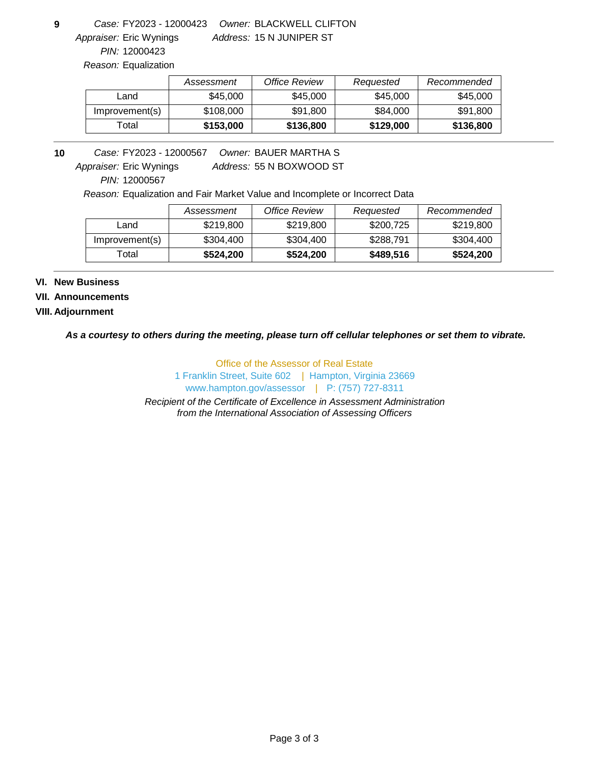**9** *Case:* FY2023 - 12000423 *Owner:* BLACKWELL CLIFTON
*Appraiser:* Eric Wynings *Address:* 15 N JUNIPER ST
*PIN:* 12000423
*Reason:* Equalization

| | *Assessment* | *Office Review* | *Requested* | *Recommended* |
|---|---|---|---|---|
| Land | $45,000 | $45,000 | $45,000 | $45,000 |
| Improvement(s) | $108,000 | $91,800 | $84,000 | $91,800 |
| Total | **$153,000** | **$136,800** | **$129,000** | **$136,800** |

---

**10** *Case:* FY2023 - 12000567 *Owner:* BAUER MARTHA S
*Appraiser:* Eric Wynings *Address:* 55 N BOXWOOD ST
*PIN:* 12000567
*Reason:* Equalization and Fair Market Value and Incomplete or Incorrect Data

| | *Assessment* | *Office Review* | *Requested* | *Recommended* |
|---|---|---|---|---|
| Land | $219,800 | $219,800 | $200,725 | $219,800 |
| Improvement(s) | $304,400 | $304,400 | $288,791 | $304,400 |
| Total | **$524,200** | **$524,200** | **$489,516** | **$524,200** |

---

**VI. New Business**

**VII. Announcements**

**VIII. Adjournment**

***As a courtesy to others during the meeting, please turn off cellular telephones or set them to vibrate.***

Office of the Assessor of Real Estate
1 Franklin Street, Suite 602 | Hampton, Virginia 23669
www.hampton.gov/assessor | P: (757) 727-8311
*Recipient of the Certificate of Excellence in Assessment Administration from the International Association of Assessing Officers*